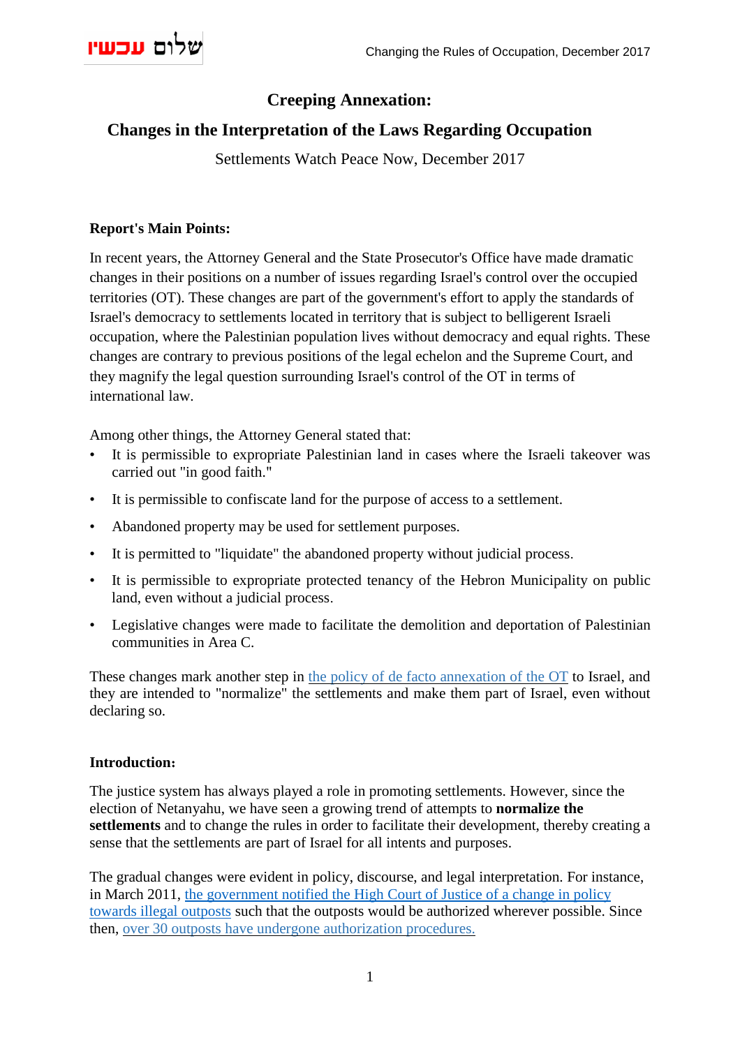# Creeping Annexation:

## Changes in the Interpretation of the Laws Regarding Occupation

Settlements Watch Peace Now, December 2017

**Report's Main Points:**

In recent years, the Attorney General and the State Prosecutor's Office have made dramatic changes in their positions on a number of issues regarding Israel's control over the occupied territories (OT). These changes are part of the government's effort to apply the standards of Israel's democracy to settlements located in territory that is subject to belligerent occupation, where the Palestinian population lives without democracy and equal rights. These changes are contrary to previous positions of the legal echelon and the Supreme Court, and they magnify the legal question surrounding Israel's control of the OT in terms of international law.

Among other things, the Attorney General stated that:

- It is permissible to expropriate Palestinian land in cases where the Israeli takeover was carried out "in good faith."
- It is permissible to confiscate land for the purpose of access to a settlement.
- Abandoned property may be used for settlement purposes.
- It is permitted to "liquidate" the abandoned property without judicial process.
- It is permissible to expropriate protected tenancy of the Hebron Municipality on public land, even without a judicial process.
- Legislative changes were made to facilitate the demolition and deportation of Palestinian communities in Area C.

These changes mark another step in the policy of de facto annexation of the OT to Israel, and they are intended to "normalize" the settlements and make them part of Israel, even without declaring so.

**Introduction:**

The justice system has always played a role in promoting settlements. However, since the election of Netanyahu, we have seen a growing trend of attempts to **normalize the settlements** and to change the rules in order to facilitate their development, thereby creating a sense that the settlements are part of Israel for all intents and purposes.

The gradual changes were evident in policy, discourse, and legal interpretation. For instance, in March 2011, the government notified the High Court of Justice of a change in policy towards illegal outposts such that the outposts would be authorized wherever possible. Since then, over 30 outposts have undergone authorization procedures.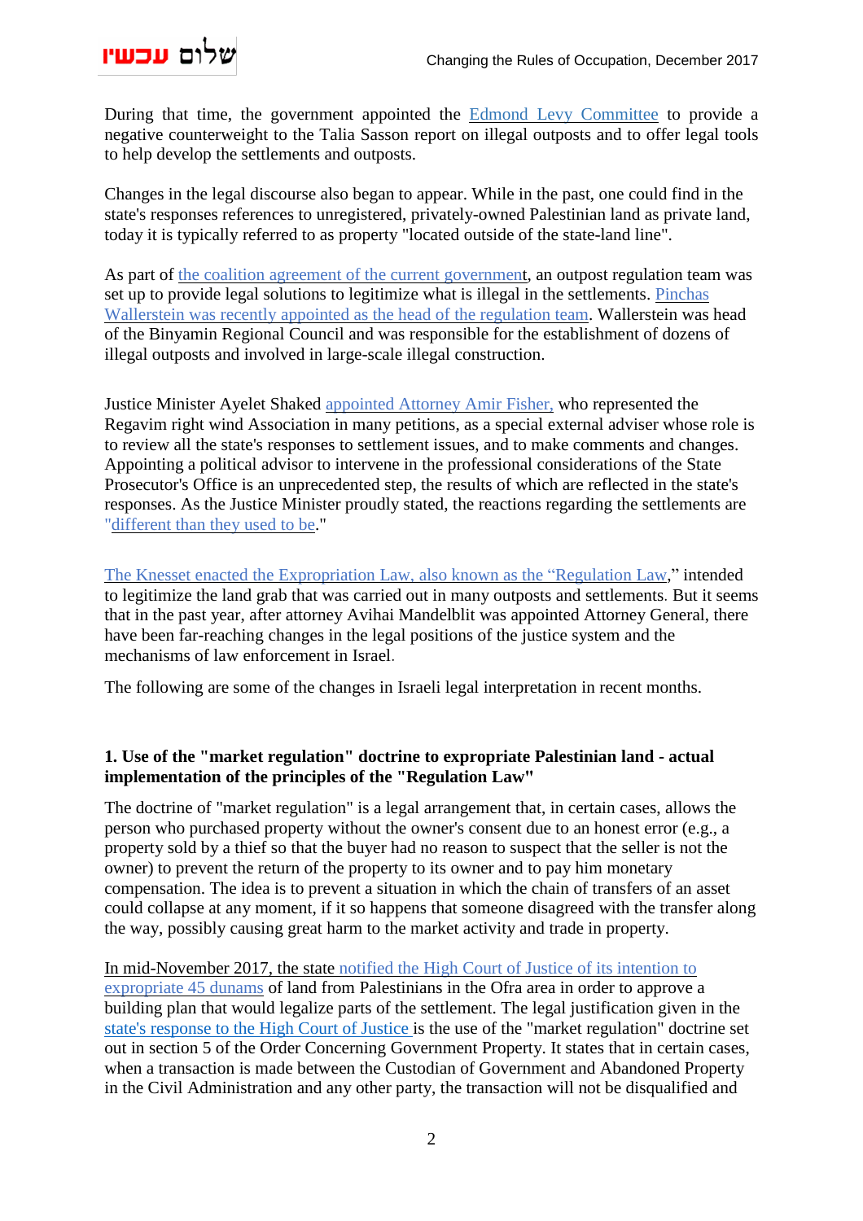During that time, the government appointed the Edmond Levy Committee to provide a negative counterweight to the Talia Sasson report on illegal outposts and to offer legal tools to help develop the settlements and outposts.

Changes in the legal discourse also began to appear. While in the past, one could find in the state's responses references to unregistered, privately-owned Palestinian land as private land, today it is typically referred to as property "located outside of the state-land line".

As part of the coalition agreement of the current government, an outpost regulation team was set up to provide legal solutions to legitimize what is illegal in the settlements. Pinchas Wallerstein was recently appointed as the head of the regulation team. Wallerstein was head of the Binyamin Regional Council and was responsible for the establishment of dozens of illegal outposts and involved in large-scale illegal construction.

Justice Minister Ayelet Shaked appointed Attorney Amir Fisher, who represented the Regavim right wind Association in many petitions, as a special external adviser whose role is to review all the state's responses to settlement issues, and to make comments and changes. Appointing a political advisor to intervene in the professional considerations of the State Prosecutor's Office is an unprecedented step, the results of which are reflected in the state's responses. As the Justice Minister proudly stated, the reactions regarding the settlements are "different than they used to be."

The Knesset enacted the Expropriation Law, also known as the "Regulation Law," intended to legitimize the land grab that was carried out in many outposts and settlements. But it seems that in the past year, after attorney Avihai Mandelblit was appointed Attorney General, there have been far-reaching changes in the legal positions of the justice system and the mechanisms of law enforcement in Israel.

The following are some of the changes in Israeli legal interpretation in recent months.

**1. Use of the "market regulation" doctrine to expropriate Palestinian land - actual implementation of the principles of the "Regulation Law"**

The doctrine of "market regulation" is a legal arrangement that, in certain cases, allows the person who purchased property without the owner's consent due to an honest error (e.g., a property sold by a thief so that the buyer had no reason to suspect that the seller is not the owner) to prevent the return of the property to its owner and to pay him monetary compensation. The idea is to prevent a situation in which the chain of transfers of an asset could collapse at any moment, if it so happens that someone disagreed with the transfer along the way, possibly causing great harm to the market activity and trade in property.

In mid-November 2017, the state notified the High Court of Justice of its intention to expropriate 45 dunams of land from Palestinians in the Ofra area in order to approve a building plan that would legalize parts of the settlement. The legal justification given in the state's response to the High Court of Justice is the use of the "market regulation" doctrine set out in section 5 of the Order Concerning Government Property. It states that in certain cases, when a transaction is made between the Custodian of Government and Abandoned Property in the Civil Administration and any other party, the transaction will not be disqualified and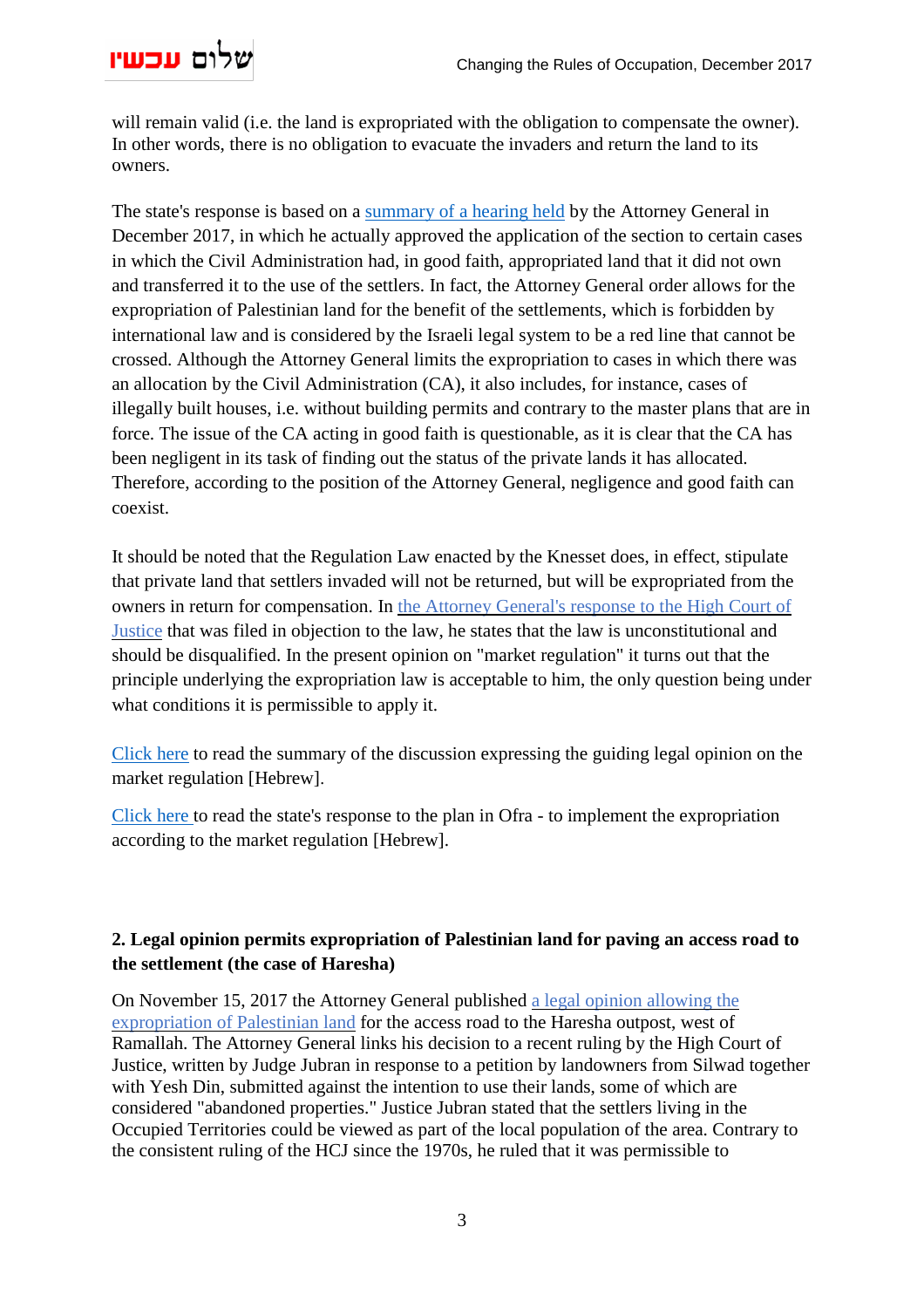will remain valid (i.e. the land is expropriated with the obligation to compensate the owner). In other words, there is no obligation to evacuate the invaders and return the land to its owners.

The state's response is based on a summary of a hearing held by the Attorney General in December 2017, in which he actually approved the application of the section to certain cases in which the Civil Administration had, in good faith, appropriated land that it did not own and transferred it to the use of the settlers. In fact, the Attorney General order allows for the expropriation of Palestinian land for the benefit of the settlements, which is forbidden by international law and is considered by the Israeli legal system to be a red line that cannot be crossed. Although the Attorney General limits the expropriation to cases in which there was an allocation by the Civil Administration (CA), it also includes, for instance, cases of illegally built houses, i.e. without building permits and contrary to the master plans that are in force. The issue of the CA acting in good faith is questionable, as it is clear that the CA has been negligent in its task of finding out the status of the private lands it has allocated. Therefore, according to the position of the Attorney General, negligence and good faith can coexist.

It should be noted that the Regulation Law enacted by the Knesset does, in effect, stipulate that private land that settlers invaded will not be returned, but will be expropriated from the owners in return for compensation. In the Attorney General's response to the High Court of Justice that was filed in objection to the law, he states that the law is unconstitutional and should be disqualified. In the present opinion on "market regulation" it turns out that the principle underlying the expropriation law is acceptable to him, the only question being under what conditions it is permissible to apply it.

Click here to read the summary of the discussion expressing the guiding legal opinion on the market regulation [Hebrew].

Click here to read the state's response to the plan in Ofra - to implement the expropriation according to the market regulation [Hebrew].

**2. Legal opinion permits expropriation of Palestinian land for paving an access road to the settlement (the case of Haresha)**

On November 15, 2017 the Attorney General published a legal opinion allowing the expropriation of Palestinian land for the access road to the Haresha outpost, west of Ramallah. The Attorney General links his decision to a recent ruling by the High Court of Justice, written by Judge Jubran in response to a petition by landowners from Silwad together with Yesh Din, submitted against the intention to use their lands, some of which are considered "abandoned properties." Justice Jubran stated that the settlers living in the Occupied Territories could be viewed as part of the local population of the area. Contrary to the consistent ruling of the HCJ since the 1970s, he ruled that it was permissible to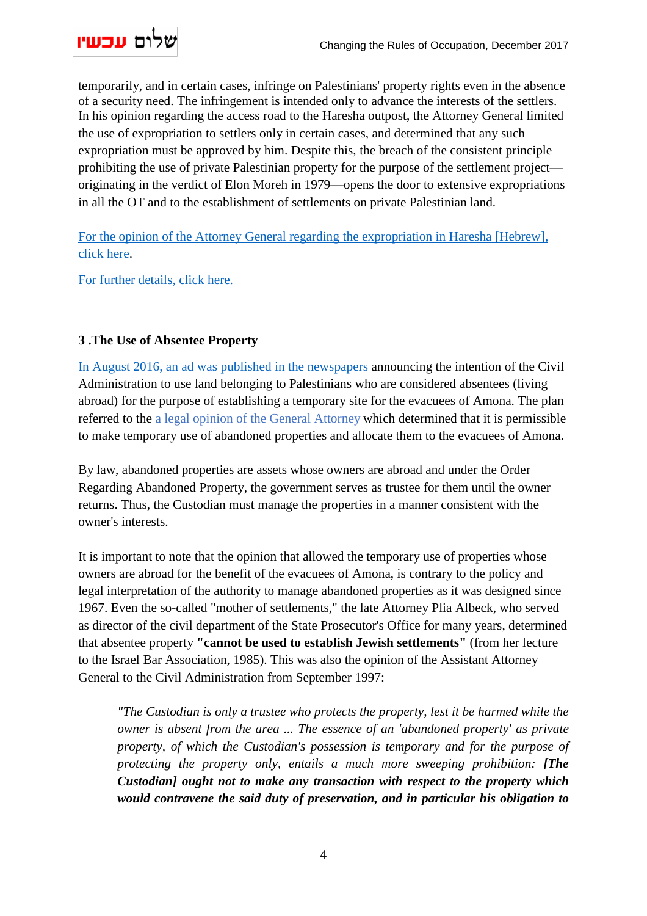temporarily, and in certain cases, infringe on Palestinians' property rights even in the absence of a security need. The infringement is intended only to advance the interests of the settlers. In his opinion regarding the access road to the Haresha outpost, the Attorney General limited the use of expropriation to settlers only in certain cases, and determined that any such expropriation must be approved by him. Despite this, the breach of the consistent principle prohibiting the use of private Palestinian property for the purpose of the settlement project—originating in the verdict of Elon Moreh in 1979—opens the door to extensive expropriations in all the OT and to the establishment of settlements on private Palestinian land.

For the opinion of the Attorney General regarding the expropriation in Haresha [Hebrew], click here.

For further details, click here.

### 3 .The Use of Absentee Property

In August 2016, an ad was published in the newspapers announcing the intention of the Civil Administration to use land belonging to Palestinians who are considered absentees (living abroad) for the purpose of establishing a temporary site for the evacuees of Amona. The plan referred to the a legal opinion of the General Attorney which determined that it is permissible to make temporary use of abandoned properties and allocate them to the evacuees of Amona.

By law, abandoned properties are assets whose owners are abroad and under the Order Regarding Abandoned Property, the government serves as trustee for them until the owner returns. Thus, the Custodian must manage the properties in a manner consistent with the owner's interests.

It is important to note that the opinion that allowed the temporary use of properties whose owners are abroad for the benefit of the evacuees of Amona, is contrary to the policy and legal interpretation of the authority to manage abandoned properties as it was designed since 1967. Even the so-called "mother of settlements," the late Attorney Plia Albeck, who served as director of the civil department of the State Prosecutor's Office for many years, determined that absentee property **"cannot be used to establish Jewish settlements"** (from her lecture to the Israel Bar Association, 1985). This was also the opinion of the Assistant Attorney General to the Civil Administration from September 1997:

> *"The Custodian is only a trustee who protects the property, lest it be harmed while the owner is absent from the area ... The essence of an 'abandoned property' as private property, of which the Custodian's possession is temporary and for the purpose of protecting the property only, entails a much more sweeping prohibition:* ***[The Custodian] ought not to make any transaction with respect to the property which would contravene the said duty of preservation, and in particular his obligation to***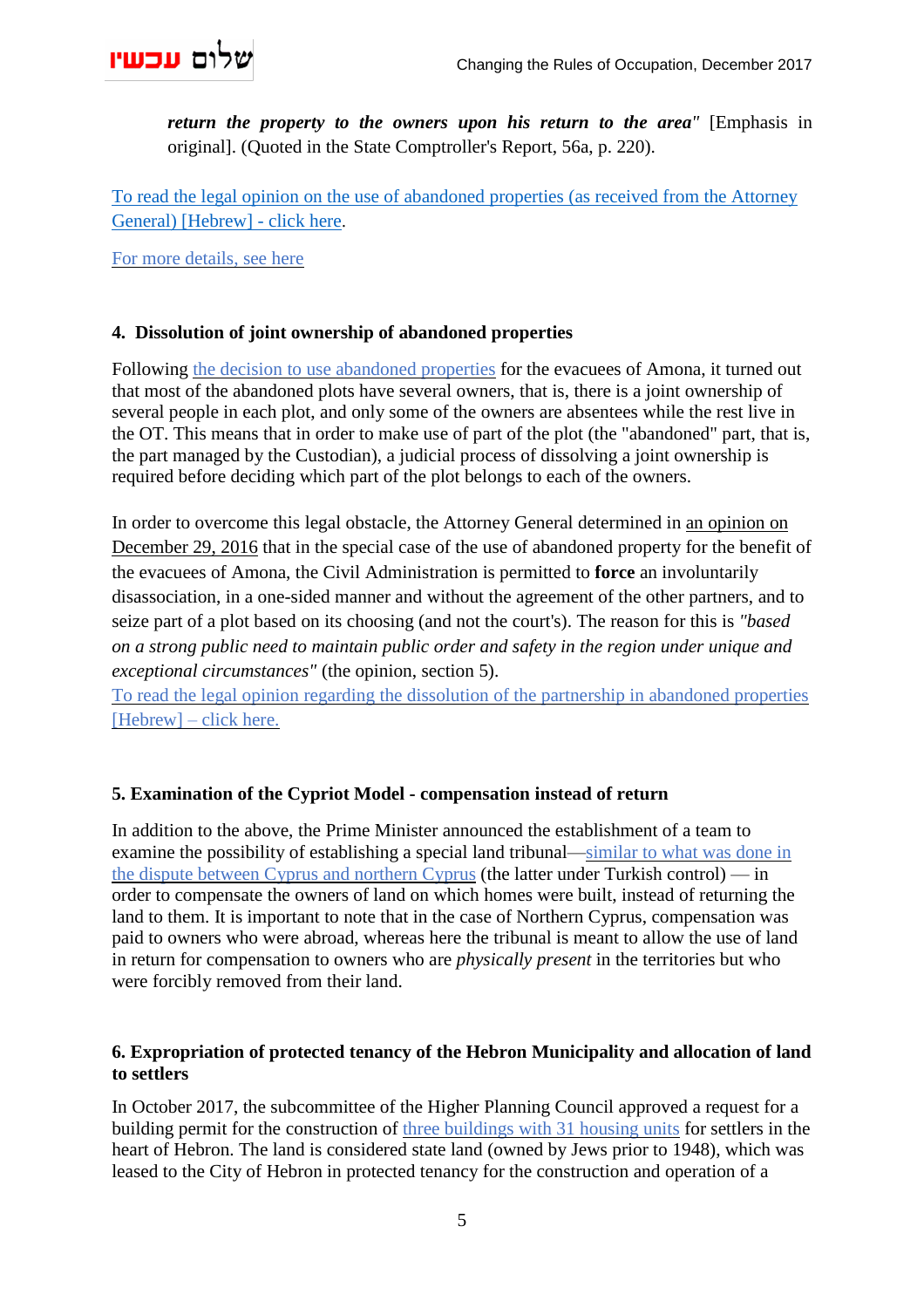> ***return the property to the owners upon his return to the area"*** [Emphasis in original]. (Quoted in the State Comptroller's Report, 56a, p. 220).

To read the legal opinion on the use of abandoned properties (as received from the Attorney General) [Hebrew] - click here.

For more details, see here

#### 4. Dissolution of joint ownership of abandoned properties

Following the decision to use abandoned properties for the evacuees of Amona, it turned out that most of the abandoned plots have several owners, that is, there is a joint ownership of several people in each plot, and only some of the owners are absentees while the rest live in the OT. This means that in order to make use of part of the plot (the "abandoned" part, that is, the part managed by the Custodian), a judicial process of dissolving a joint ownership is required before deciding which part of the plot belongs to each of the owners.

In order to overcome this legal obstacle, the Attorney General determined in an opinion on December 29, 2016 that in the special case of the use of abandoned property for the benefit of the evacuees of Amona, the Civil Administration is permitted to **force** an involuntarily disassociation, in a one-sided manner and without the agreement of the other partners, and to seize part of a plot based on its choosing (and not the court's). The reason for this is *"based on a strong public need to maintain public order and safety in the region under unique and exceptional circumstances"* (the opinion, section 5).
To read the legal opinion regarding the dissolution of the partnership in abandoned properties [Hebrew] – click here.

#### 5. Examination of the Cypriot Model - compensation instead of return

In addition to the above, the Prime Minister announced the establishment of a team to examine the possibility of establishing a special land tribunal—similar to what was done in the dispute between Cyprus and northern Cyprus (the latter under Turkish control) — in order to compensate the owners of land on which homes were built, instead of returning the land to them. It is important to note that in the case of Northern Cyprus, compensation was paid to owners who were abroad, whereas here the tribunal is meant to allow the use of land in return for compensation to owners who are *physically present* in the territories but who were forcibly removed from their land.

#### 6. Expropriation of protected tenancy of the Hebron Municipality and allocation of land to settlers

In October 2017, the subcommittee of the Higher Planning Council approved a request for a building permit for the construction of three buildings with 31 housing units for settlers in the heart of Hebron. The land is considered state land (owned by Jews prior to 1948), which was leased to the City of Hebron in protected tenancy for the construction and operation of a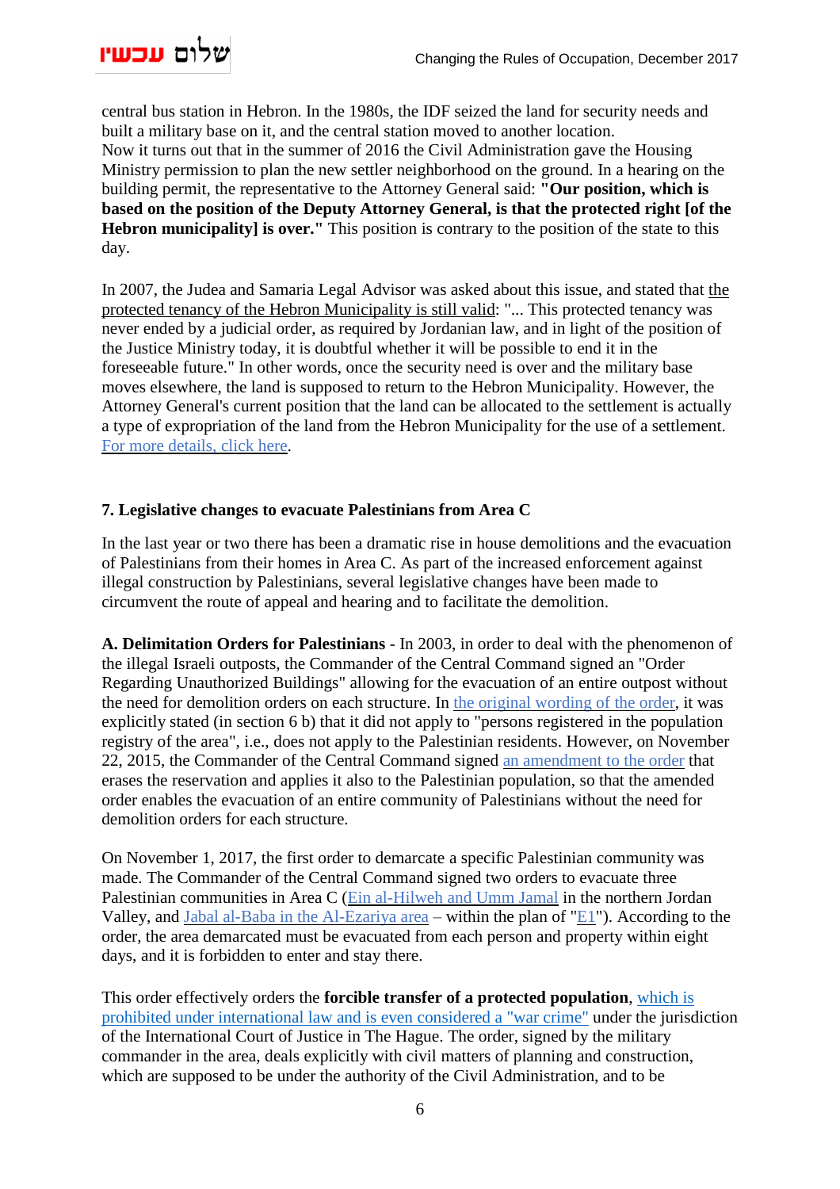central bus station in Hebron. In the 1980s, the IDF seized the land for security needs and built a military base on it, and the central station moved to another location.
Now it turns out that in the summer of 2016 the Civil Administration gave the Housing Ministry permission to plan the new settler neighborhood on the ground. In a hearing on the building permit, the representative to the Attorney General said: **"Our position, which is based on the position of the Deputy Attorney General, is that the protected right [of the Hebron municipality] is over."** This position is contrary to the position of the state to this day.

In 2007, the Judea and Samaria Legal Advisor was asked about this issue, and stated that the protected tenancy of the Hebron Municipality is still valid: "... This protected tenancy was never ended by a judicial order, as required by Jordanian law, and in light of the position of the Justice Ministry today, it is doubtful whether it will be possible to end it in the foreseeable future." In other words, once the security need is over and the military base moves elsewhere, the land is supposed to return to the Hebron Municipality. However, the Attorney General's current position that the land can be allocated to the settlement is actually a type of expropriation of the land from the Hebron Municipality for the use of a settlement. For more details, click here.

### 7. Legislative changes to evacuate Palestinians from Area C

In the last year or two there has been a dramatic rise in house demolitions and the evacuation of Palestinians from their homes in Area C. As part of the increased enforcement against illegal construction by Palestinians, several legislative changes have been made to circumvent the route of appeal and hearing and to facilitate the demolition.

**A. Delimitation Orders for Palestinians** - In 2003, in order to deal with the phenomenon of the illegal Israeli outposts, the Commander of the Central Command signed an "Order Regarding Unauthorized Buildings" allowing for the evacuation of an entire outpost without the need for demolition orders on each structure. In the original wording of the order, it was explicitly stated (in section 6 b) that it did not apply to "persons registered in the population registry of the area", i.e., does not apply to the Palestinian residents. However, on November 22, 2015, the Commander of the Central Command signed an amendment to the order that erases the reservation and applies it also to the Palestinian population, so that the amended order enables the evacuation of an entire community of Palestinians without the need for demolition orders for each structure.

On November 1, 2017, the first order to demarcate a specific Palestinian community was made. The Commander of the Central Command signed two orders to evacuate three Palestinian communities in Area C (Ein al-Hilweh and Umm Jamal in the northern Jordan Valley, and Jabal al-Baba in the Al-Ezariya area – within the plan of "E1"). According to the order, the area demarcated must be evacuated from each person and property within eight days, and it is forbidden to enter and stay there.

This order effectively orders the **forcible transfer of a protected population**, which is prohibited under international law and is even considered a "war crime" under the jurisdiction of the International Court of Justice in The Hague. The order, signed by the military commander in the area, deals explicitly with civil matters of planning and construction, which are supposed to be under the authority of the Civil Administration, and to be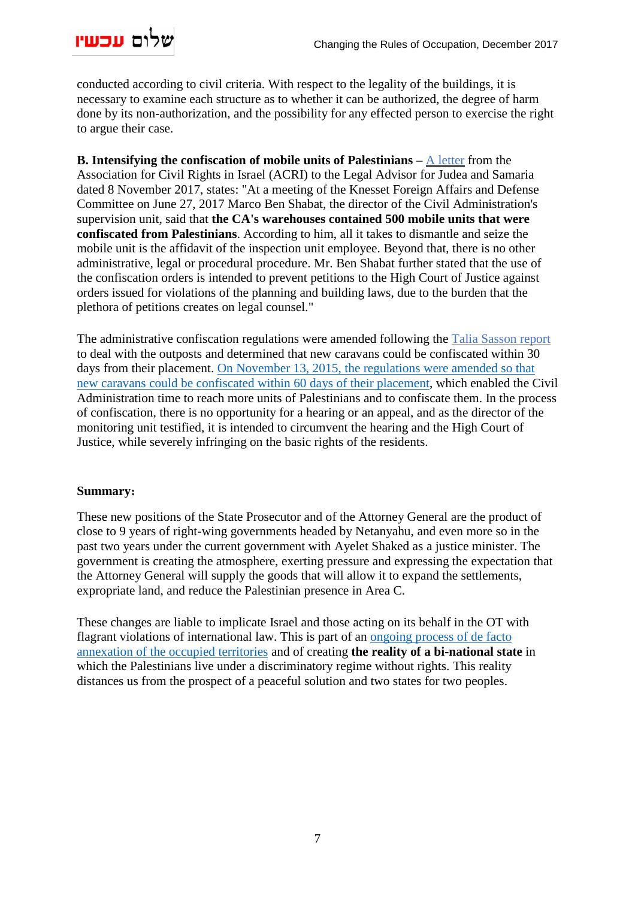conducted according to civil criteria. With respect to the legality of the buildings, it is necessary to examine each structure as to whether it can be authorized, the degree of harm done by its non-authorization, and the possibility for any effected person to exercise the right to argue their case.

**B. Intensifying the confiscation of mobile units of Palestinians** – A letter from the Association for Civil Rights in Israel (ACRI) to the Legal Advisor for Judea and Samaria dated 8 November 2017, states: "At a meeting of the Knesset Foreign Affairs and Defense Committee on June 27, 2017 Marco Ben Shabat, the director of the Civil Administration's supervision unit, said that **the CA's warehouses contained 500 mobile units that were confiscated from Palestinians**. According to him, all it takes to dismantle and seize the mobile unit is the affidavit of the inspection unit employee. Beyond that, there is no other administrative, legal or procedural procedure. Mr. Ben Shabat further stated that the use of the confiscation orders is intended to prevent petitions to the High Court of Justice against orders issued for violations of the planning and building laws, due to the burden that the plethora of petitions creates on legal counsel."

The administrative confiscation regulations were amended following the Talia Sasson report to deal with the outposts and determined that new caravans could be confiscated within 30 days from their placement. On November 13, 2015, the regulations were amended so that new caravans could be confiscated within 60 days of their placement, which enabled the Civil Administration time to reach more units of Palestinians and to confiscate them. In the process of confiscation, there is no opportunity for a hearing or an appeal, and as the director of the monitoring unit testified, it is intended to circumvent the hearing and the High Court of Justice, while severely infringing on the basic rights of the residents.

**Summary:**

These new positions of the State Prosecutor and of the Attorney General are the product of close to 9 years of right-wing governments headed by Netanyahu, and even more so in the past two years under the current government with Ayelet Shaked as a justice minister. The government is creating the atmosphere, exerting pressure and expressing the expectation that the Attorney General will supply the goods that will allow it to expand the settlements, expropriate land, and reduce the Palestinian presence in Area C.

These changes are liable to implicate Israel and those acting on its behalf in the OT with flagrant violations of international law. This is part of an ongoing process of de facto annexation of the occupied territories and of creating **the reality of a bi-national state** in which the Palestinians live under a discriminatory regime without rights. This reality distances us from the prospect of a peaceful solution and two states for two peoples.